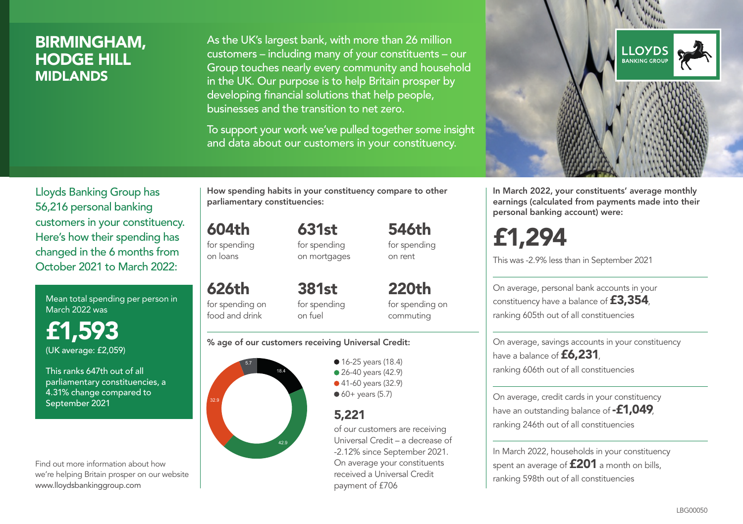# BIRMINGHAM, HODGE HILL
## MIDLANDS

As the UK's largest bank, with more than 26 million customers – including many of your constituents – our Group touches nearly every community and household in the UK. Our purpose is to help Britain prosper by developing financial solutions that help people, businesses and the transition to net zero.

To support your work we've pulled together some insight and data about our customers in your constituency.

LLOYDS BANKING GROUP

Lloyds Banking Group has 56,216 personal banking customers in your constituency. Here's how their spending has changed in the 6 months from October 2021 to March 2022:

Mean total spending per person in March 2022 was

**£1,593**
(UK average: £2,059)

This ranks 647th out of all parliamentary constituencies, a 4.31% change compared to September 2021

Find out more information about how we're helping Britain prosper on our website www.lloydsbankinggroup.com

How spending habits in your constituency compare to other parliamentary constituencies:

**604th** for spending on loans

**631st** for spending on mortgages

**546th** for spending on rent

**626th** for spending on food and drink

**381st** for spending on fuel

**220th** for spending on commuting

% age of our customers receiving Universal Credit:

- 16-25 years (18.4)
- 26-40 years (42.9)
- 41-60 years (32.9)
- 60+ years (5.7)

**5,221** of our customers are receiving Universal Credit – a decrease of -2.12% since September 2021. On average your constituents received a Universal Credit payment of £706

In March 2022, your constituents' average monthly earnings (calculated from payments made into their personal banking account) were:

**£1,294**

This was -2.9% less than in September 2021

On average, personal bank accounts in your constituency have a balance of **£3,354**, ranking 605th out of all constituencies

On average, savings accounts in your constituency have a balance of **£6,231**, ranking 606th out of all constituencies

On average, credit cards in your constituency have an outstanding balance of **-£1,049**, ranking 246th out of all constituencies

In March 2022, households in your constituency spent an average of **£201** a month on bills, ranking 598th out of all constituencies

LBG00050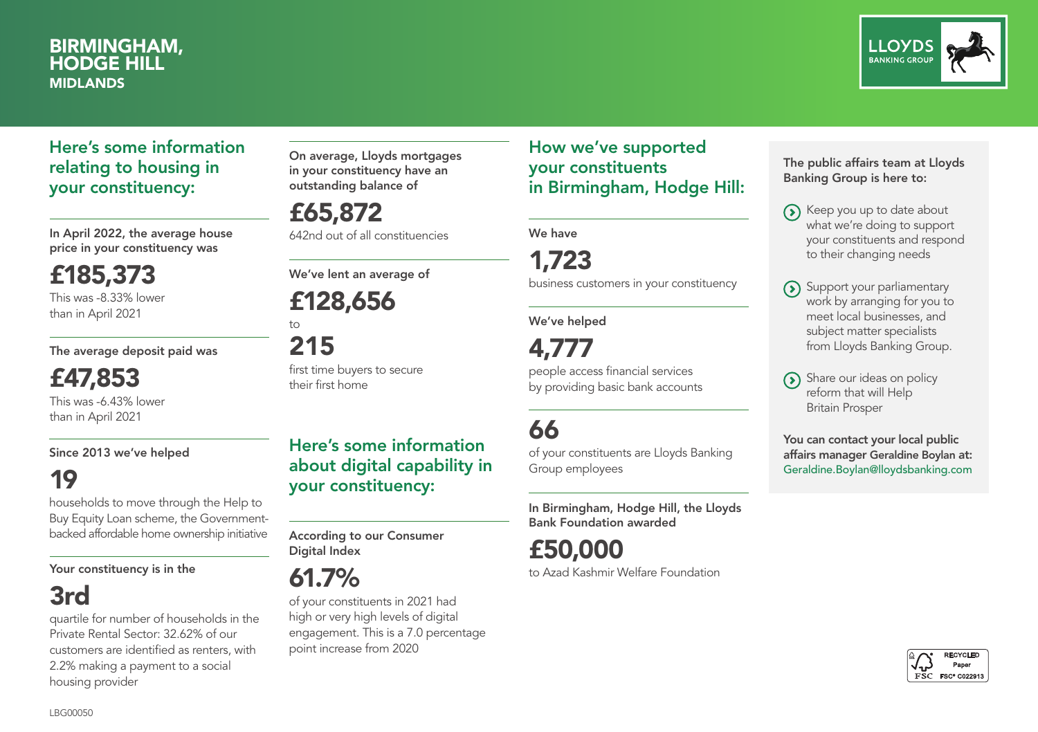# BIRMINGHAM, HODGE HILL
## MIDLANDS

LLOYDS BANKING GROUP

## Here's some information relating to housing in your constituency:

**In April 2022, the average house price in your constituency was**

**£185,373**

This was -8.33% lower than in April 2021

**The average deposit paid was**

**£47,853**

This was -6.43% lower than in April 2021

**Since 2013 we've helped**

**19**

households to move through the Help to Buy Equity Loan scheme, the Government-backed affordable home ownership initiative

**Your constituency is in the**

**3rd**

quartile for number of households in the Private Rental Sector: 32.62% of our customers are identified as renters, with 2.2% making a payment to a social housing provider

**On average, Lloyds mortgages in your constituency have an outstanding balance of**

**£65,872**

642nd out of all constituencies

**We've lent an average of**

**£128,656**

to

**215**

first time buyers to secure their first home

## Here's some information about digital capability in your constituency:

**According to our Consumer Digital Index**

**61.7%**

of your constituents in 2021 had high or very high levels of digital engagement. This is a 7.0 percentage point increase from 2020

## How we've supported your constituents in Birmingham, Hodge Hill:

**We have**

**1,723**

business customers in your constituency

**We've helped**

**4,777**

people access financial services by providing basic bank accounts

**66**

of your constituents are Lloyds Banking Group employees

**In Birmingham, Hodge Hill, the Lloyds Bank Foundation awarded**

**£50,000**

to Azad Kashmir Welfare Foundation

**The public affairs team at Lloyds Banking Group is here to:**

- Keep you up to date about what we're doing to support your constituents and respond to their changing needs
- Support your parliamentary work by arranging for you to meet local businesses, and subject matter specialists from Lloyds Banking Group.
- Share our ideas on policy reform that will Help Britain Prosper

**You can contact your local public affairs manager Geraldine Boylan at:**
Geraldine.Boylan@lloydsbanking.com

RECYCLED Paper FSC® C022913

LBG00050